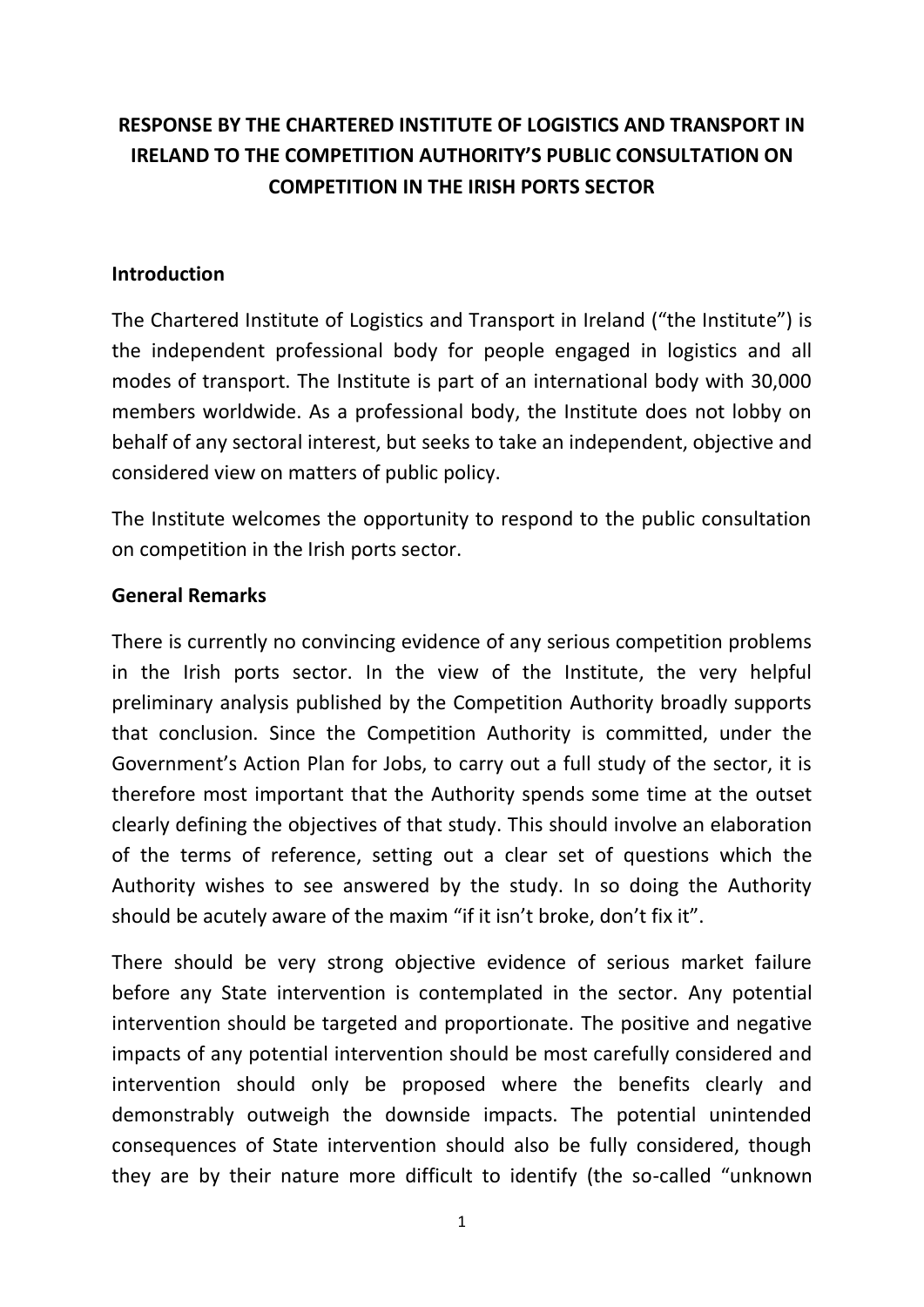# RESPONSE BY THE CHARTERED INSTITUTE OF LOGISTICS AND TRANSPORT IN IRELAND TO THE COMPETITION AUTHORITY'S PUBLIC CONSULTATION ON COMPETITION IN THE IRISH PORTS SECTOR

## Introduction

The Chartered Institute of Logistics and Transport in Ireland ("the Institute") is the independent professional body for people engaged in logistics and all modes of transport. The Institute is part of an international body with 30,000 members worldwide. As a professional body, the Institute does not lobby on behalf of any sectoral interest, but seeks to take an independent, objective and considered view on matters of public policy.

The Institute welcomes the opportunity to respond to the public consultation on competition in the Irish ports sector.

## General Remarks

There is currently no convincing evidence of any serious competition problems in the Irish ports sector. In the view of the Institute, the very helpful preliminary analysis published by the Competition Authority broadly supports that conclusion. Since the Competition Authority is committed, under the Government's Action Plan for Jobs, to carry out a full study of the sector, it is therefore most important that the Authority spends some time at the outset clearly defining the objectives of that study. This should involve an elaboration of the terms of reference, setting out a clear set of questions which the Authority wishes to see answered by the study. In so doing the Authority should be acutely aware of the maxim "if it isn't broke, don't fix it".

There should be very strong objective evidence of serious market failure before any State intervention is contemplated in the sector. Any potential intervention should be targeted and proportionate. The positive and negative impacts of any potential intervention should be most carefully considered and intervention should only be proposed where the benefits clearly and demonstrably outweigh the downside impacts. The potential unintended consequences of State intervention should also be fully considered, though they are by their nature more difficult to identify (the so-called "unknown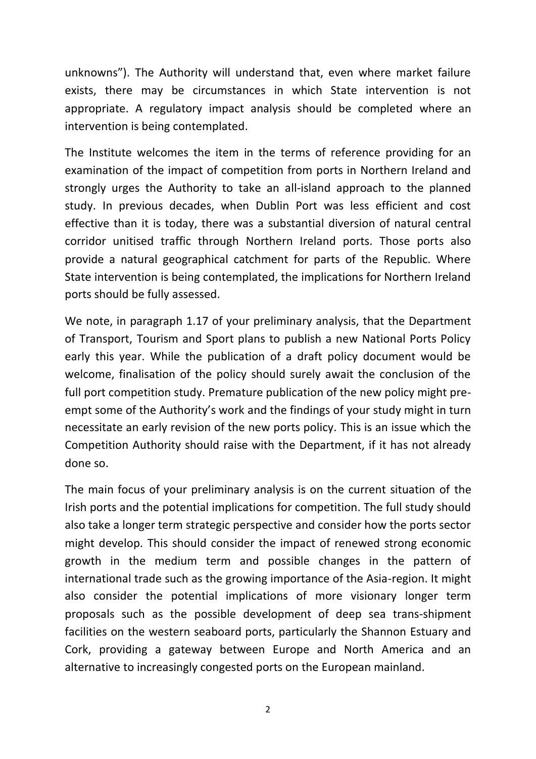unknowns"). The Authority will understand that, even where market failure exists, there may be circumstances in which State intervention is not appropriate. A regulatory impact analysis should be completed where an intervention is being contemplated.

The Institute welcomes the item in the terms of reference providing for an examination of the impact of competition from ports in Northern Ireland and strongly urges the Authority to take an all-island approach to the planned study. In previous decades, when Dublin Port was less efficient and cost effective than it is today, there was a substantial diversion of natural central corridor unitised traffic through Northern Ireland ports. Those ports also provide a natural geographical catchment for parts of the Republic. Where State intervention is being contemplated, the implications for Northern Ireland ports should be fully assessed.

We note, in paragraph 1.17 of your preliminary analysis, that the Department of Transport, Tourism and Sport plans to publish a new National Ports Policy early this year. While the publication of a draft policy document would be welcome, finalisation of the policy should surely await the conclusion of the full port competition study. Premature publication of the new policy might pre-empt some of the Authority's work and the findings of your study might in turn necessitate an early revision of the new ports policy. This is an issue which the Competition Authority should raise with the Department, if it has not already done so.

The main focus of your preliminary analysis is on the current situation of the Irish ports and the potential implications for competition. The full study should also take a longer term strategic perspective and consider how the ports sector might develop. This should consider the impact of renewed strong economic growth in the medium term and possible changes in the pattern of international trade such as the growing importance of the Asia-region. It might also consider the potential implications of more visionary longer term proposals such as the possible development of deep sea trans-shipment facilities on the western seaboard ports, particularly the Shannon Estuary and Cork, providing a gateway between Europe and North America and an alternative to increasingly congested ports on the European mainland.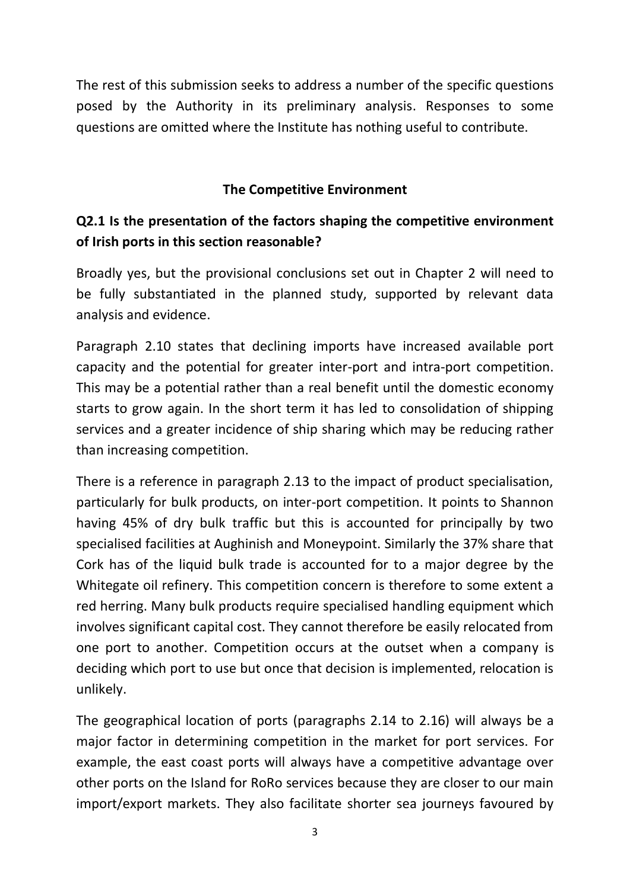The rest of this submission seeks to address a number of the specific questions posed by the Authority in its preliminary analysis. Responses to some questions are omitted where the Institute has nothing useful to contribute.

## The Competitive Environment

### Q2.1 Is the presentation of the factors shaping the competitive environment of Irish ports in this section reasonable?

Broadly yes, but the provisional conclusions set out in Chapter 2 will need to be fully substantiated in the planned study, supported by relevant data analysis and evidence.

Paragraph 2.10 states that declining imports have increased available port capacity and the potential for greater inter-port and intra-port competition. This may be a potential rather than a real benefit until the domestic economy starts to grow again. In the short term it has led to consolidation of shipping services and a greater incidence of ship sharing which may be reducing rather than increasing competition.

There is a reference in paragraph 2.13 to the impact of product specialisation, particularly for bulk products, on inter-port competition. It points to Shannon having 45% of dry bulk traffic but this is accounted for principally by two specialised facilities at Aughinish and Moneypoint. Similarly the 37% share that Cork has of the liquid bulk trade is accounted for to a major degree by the Whitegate oil refinery. This competition concern is therefore to some extent a red herring. Many bulk products require specialised handling equipment which involves significant capital cost. They cannot therefore be easily relocated from one port to another. Competition occurs at the outset when a company is deciding which port to use but once that decision is implemented, relocation is unlikely.

The geographical location of ports (paragraphs 2.14 to 2.16) will always be a major factor in determining competition in the market for port services. For example, the east coast ports will always have a competitive advantage over other ports on the Island for RoRo services because they are closer to our main import/export markets. They also facilitate shorter sea journeys favoured by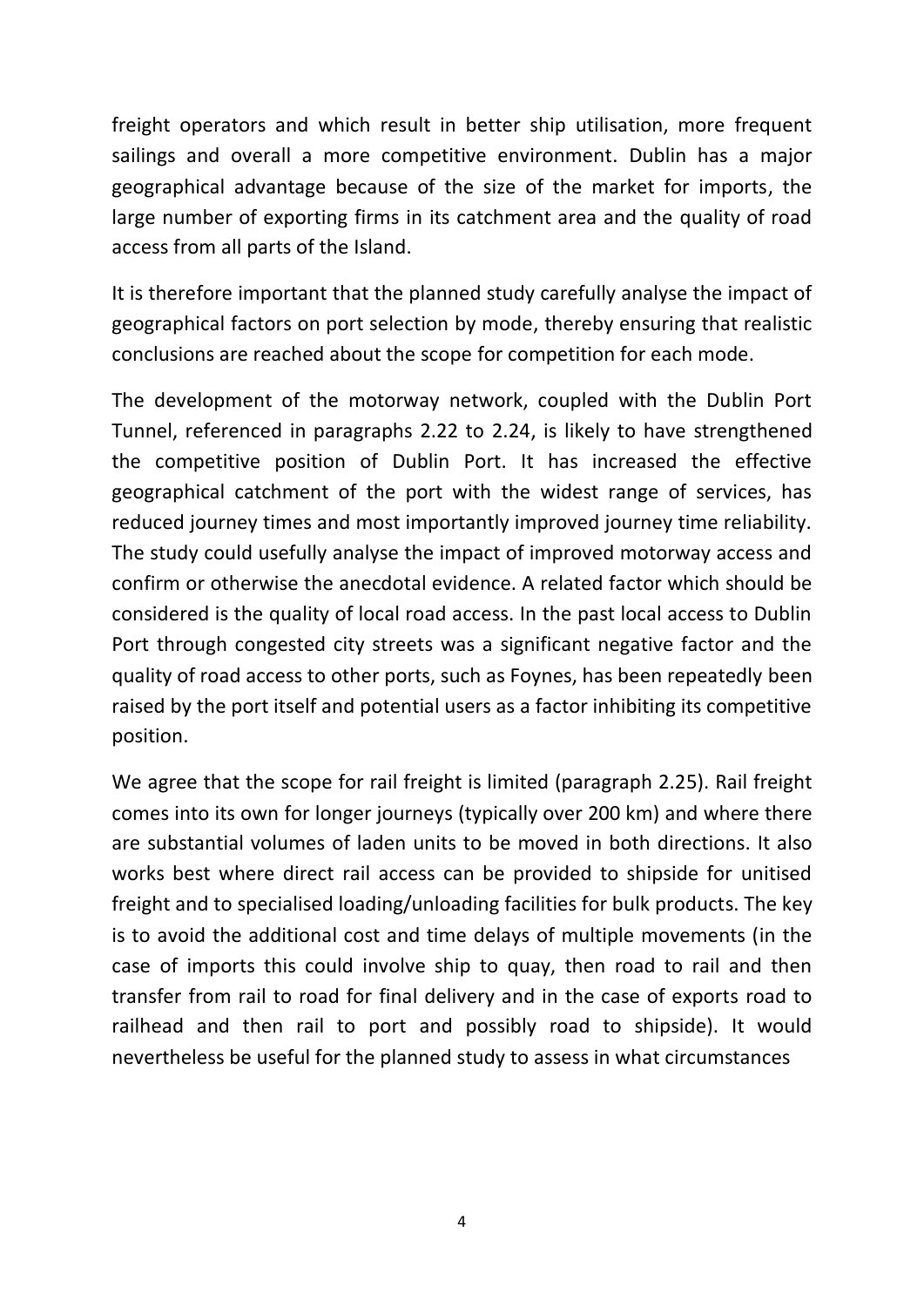freight operators and which result in better ship utilisation, more frequent sailings and overall a more competitive environment. Dublin has a major geographical advantage because of the size of the market for imports, the large number of exporting firms in its catchment area and the quality of road access from all parts of the Island.

It is therefore important that the planned study carefully analyse the impact of geographical factors on port selection by mode, thereby ensuring that realistic conclusions are reached about the scope for competition for each mode.

The development of the motorway network, coupled with the Dublin Port Tunnel, referenced in paragraphs 2.22 to 2.24, is likely to have strengthened the competitive position of Dublin Port. It has increased the effective geographical catchment of the port with the widest range of services, has reduced journey times and most importantly improved journey time reliability. The study could usefully analyse the impact of improved motorway access and confirm or otherwise the anecdotal evidence. A related factor which should be considered is the quality of local road access. In the past local access to Dublin Port through congested city streets was a significant negative factor and the quality of road access to other ports, such as Foynes, has been repeatedly been raised by the port itself and potential users as a factor inhibiting its competitive position.

We agree that the scope for rail freight is limited (paragraph 2.25). Rail freight comes into its own for longer journeys (typically over 200 km) and where there are substantial volumes of laden units to be moved in both directions. It also works best where direct rail access can be provided to shipside for unitised freight and to specialised loading/unloading facilities for bulk products. The key is to avoid the additional cost and time delays of multiple movements (in the case of imports this could involve ship to quay, then road to rail and then transfer from rail to road for final delivery and in the case of exports road to railhead and then rail to port and possibly road to shipside). It would nevertheless be useful for the planned study to assess in what circumstances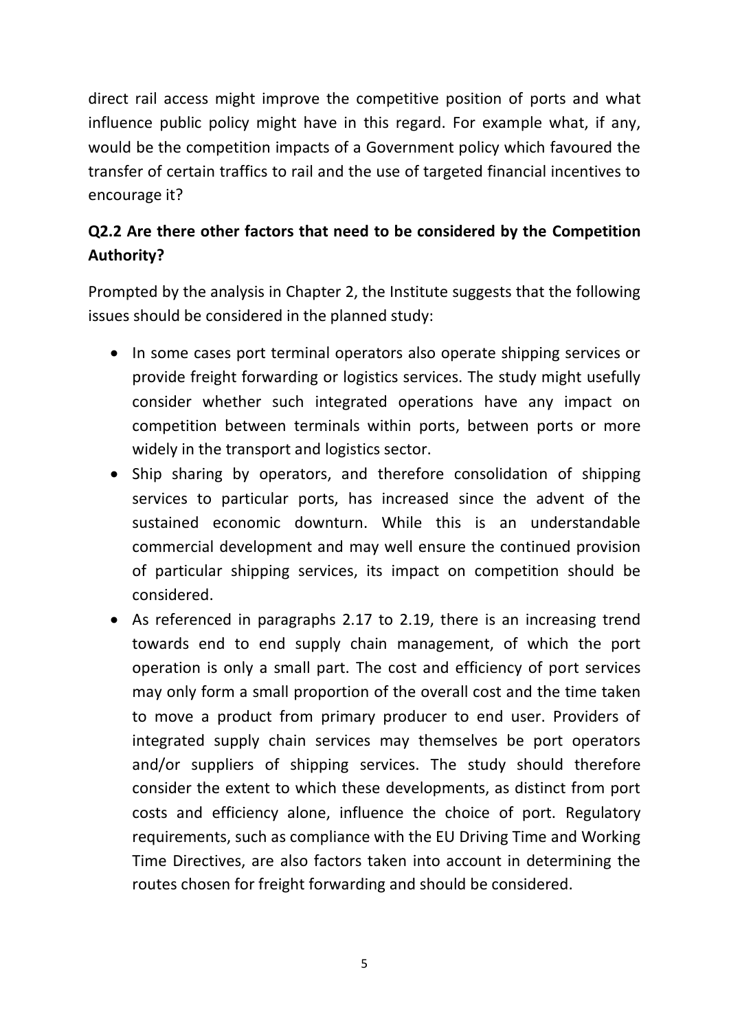direct rail access might improve the competitive position of ports and what influence public policy might have in this regard. For example what, if any, would be the competition impacts of a Government policy which favoured the transfer of certain traffics to rail and the use of targeted financial incentives to encourage it?

**Q2.2 Are there other factors that need to be considered by the Competition Authority?**

Prompted by the analysis in Chapter 2, the Institute suggests that the following issues should be considered in the planned study:

- In some cases port terminal operators also operate shipping services or provide freight forwarding or logistics services. The study might usefully consider whether such integrated operations have any impact on competition between terminals within ports, between ports or more widely in the transport and logistics sector.
- Ship sharing by operators, and therefore consolidation of shipping services to particular ports, has increased since the advent of the sustained economic downturn. While this is an understandable commercial development and may well ensure the continued provision of particular shipping services, its impact on competition should be considered.
- As referenced in paragraphs 2.17 to 2.19, there is an increasing trend towards end to end supply chain management, of which the port operation is only a small part. The cost and efficiency of port services may only form a small proportion of the overall cost and the time taken to move a product from primary producer to end user. Providers of integrated supply chain services may themselves be port operators and/or suppliers of shipping services. The study should therefore consider the extent to which these developments, as distinct from port costs and efficiency alone, influence the choice of port. Regulatory requirements, such as compliance with the EU Driving Time and Working Time Directives, are also factors taken into account in determining the routes chosen for freight forwarding and should be considered.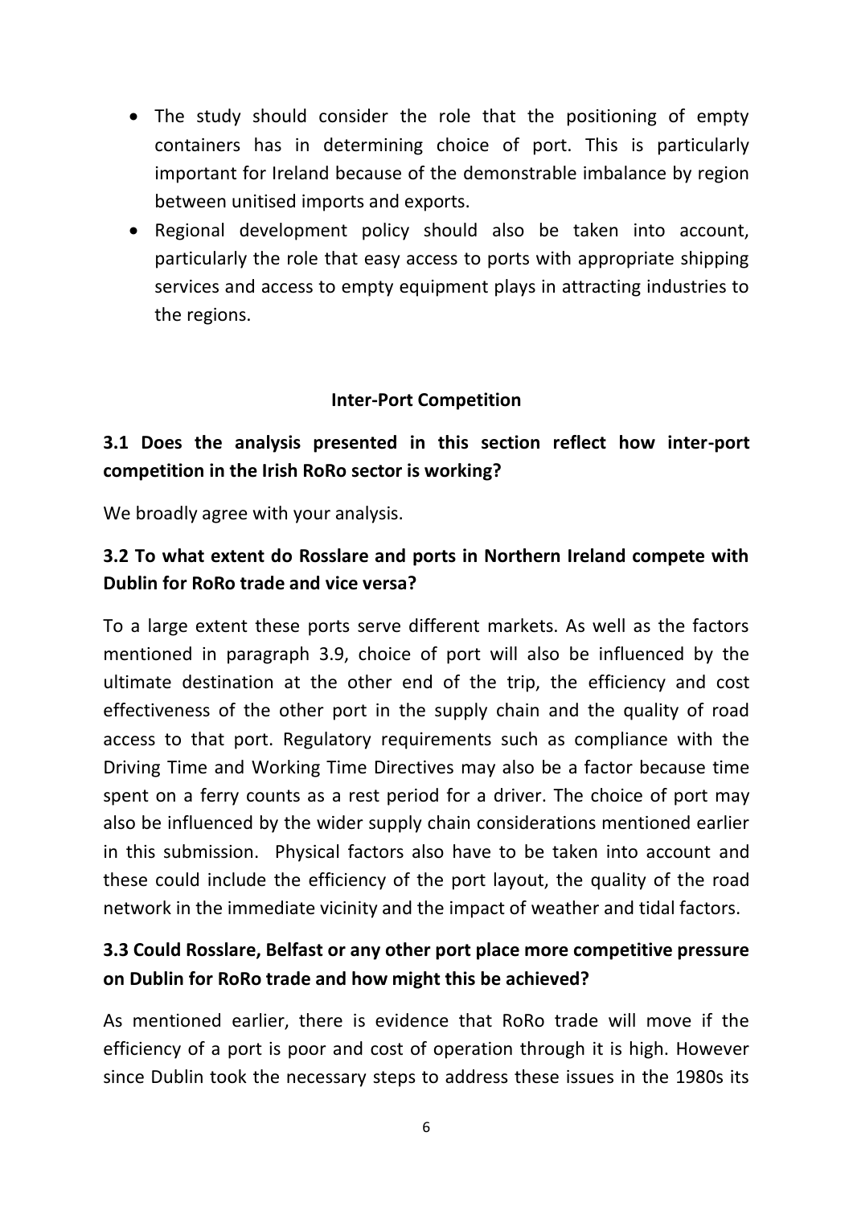- The study should consider the role that the positioning of empty containers has in determining choice of port. This is particularly important for Ireland because of the demonstrable imbalance by region between unitised imports and exports.
- Regional development policy should also be taken into account, particularly the role that easy access to ports with appropriate shipping services and access to empty equipment plays in attracting industries to the regions.

## Inter-Port Competition

### 3.1 Does the analysis presented in this section reflect how inter-port competition in the Irish RoRo sector is working?

We broadly agree with your analysis.

### 3.2 To what extent do Rosslare and ports in Northern Ireland compete with Dublin for RoRo trade and vice versa?

To a large extent these ports serve different markets. As well as the factors mentioned in paragraph 3.9, choice of port will also be influenced by the ultimate destination at the other end of the trip, the efficiency and cost effectiveness of the other port in the supply chain and the quality of road access to that port. Regulatory requirements such as compliance with the Driving Time and Working Time Directives may also be a factor because time spent on a ferry counts as a rest period for a driver. The choice of port may also be influenced by the wider supply chain considerations mentioned earlier in this submission. Physical factors also have to be taken into account and these could include the efficiency of the port layout, the quality of the road network in the immediate vicinity and the impact of weather and tidal factors.

### 3.3 Could Rosslare, Belfast or any other port place more competitive pressure on Dublin for RoRo trade and how might this be achieved?

As mentioned earlier, there is evidence that RoRo trade will move if the efficiency of a port is poor and cost of operation through it is high. However since Dublin took the necessary steps to address these issues in the 1980s its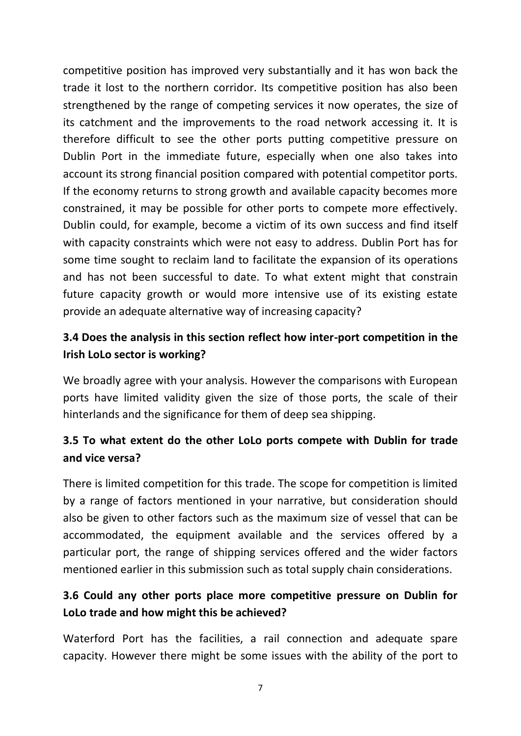competitive position has improved very substantially and it has won back the trade it lost to the northern corridor. Its competitive position has also been strengthened by the range of competing services it now operates, the size of its catchment and the improvements to the road network accessing it. It is therefore difficult to see the other ports putting competitive pressure on Dublin Port in the immediate future, especially when one also takes into account its strong financial position compared with potential competitor ports. If the economy returns to strong growth and available capacity becomes more constrained, it may be possible for other ports to compete more effectively. Dublin could, for example, become a victim of its own success and find itself with capacity constraints which were not easy to address. Dublin Port has for some time sought to reclaim land to facilitate the expansion of its operations and has not been successful to date. To what extent might that constrain future capacity growth or would more intensive use of its existing estate provide an adequate alternative way of increasing capacity?

### 3.4 Does the analysis in this section reflect how inter-port competition in the Irish LoLo sector is working?

We broadly agree with your analysis. However the comparisons with European ports have limited validity given the size of those ports, the scale of their hinterlands and the significance for them of deep sea shipping.

### 3.5 To what extent do the other LoLo ports compete with Dublin for trade and vice versa?

There is limited competition for this trade. The scope for competition is limited by a range of factors mentioned in your narrative, but consideration should also be given to other factors such as the maximum size of vessel that can be accommodated, the equipment available and the services offered by a particular port, the range of shipping services offered and the wider factors mentioned earlier in this submission such as total supply chain considerations.

### 3.6 Could any other ports place more competitive pressure on Dublin for LoLo trade and how might this be achieved?

Waterford Port has the facilities, a rail connection and adequate spare capacity. However there might be some issues with the ability of the port to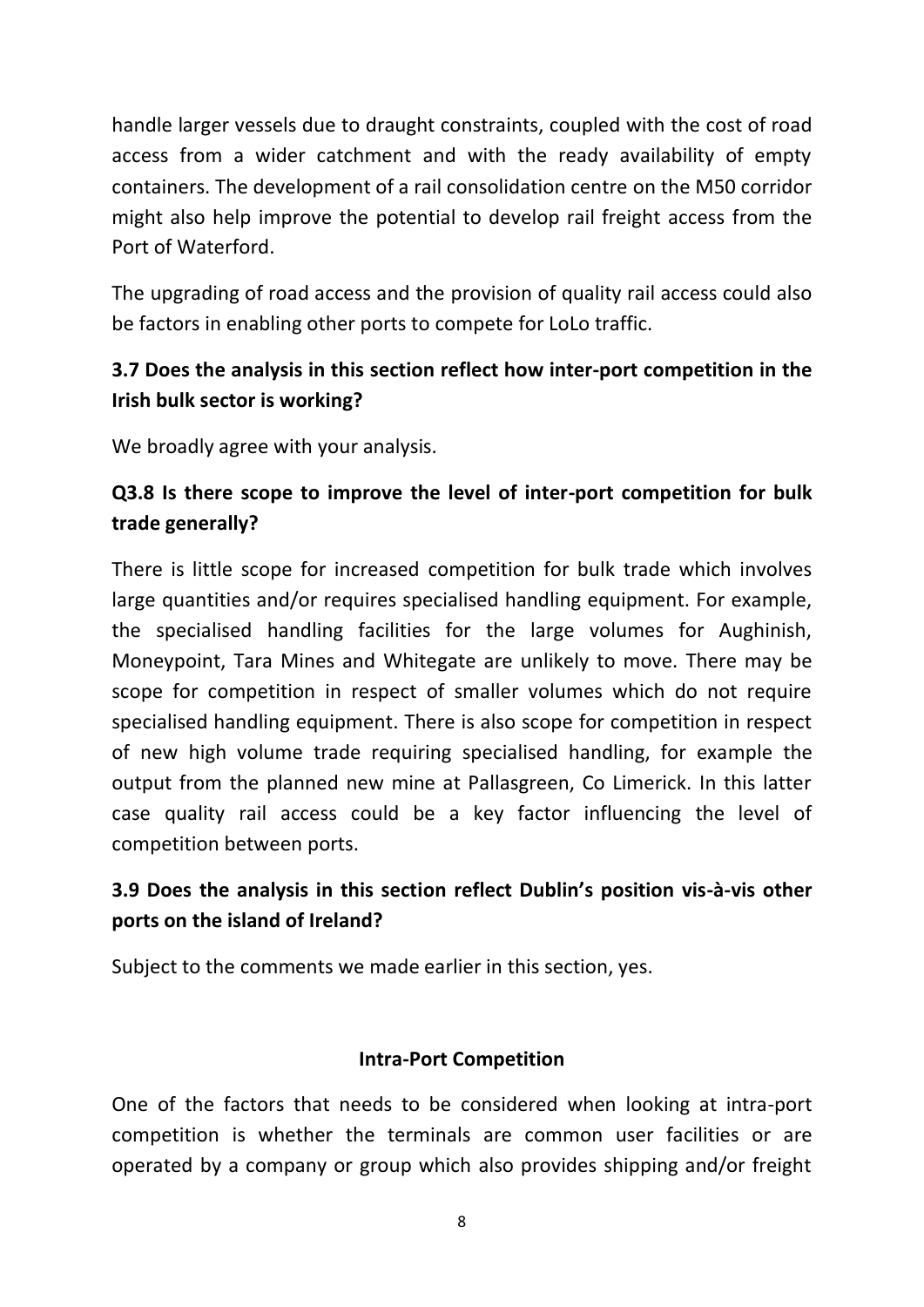handle larger vessels due to draught constraints, coupled with the cost of road access from a wider catchment and with the ready availability of empty containers. The development of a rail consolidation centre on the M50 corridor might also help improve the potential to develop rail freight access from the Port of Waterford.

The upgrading of road access and the provision of quality rail access could also be factors in enabling other ports to compete for LoLo traffic.

**3.7 Does the analysis in this section reflect how inter-port competition in the Irish bulk sector is working?**

We broadly agree with your analysis.

**Q3.8 Is there scope to improve the level of inter-port competition for bulk trade generally?**

There is little scope for increased competition for bulk trade which involves large quantities and/or requires specialised handling equipment. For example, the specialised handling facilities for the large volumes for Aughinish, Moneypoint, Tara Mines and Whitegate are unlikely to move. There may be scope for competition in respect of smaller volumes which do not require specialised handling equipment. There is also scope for competition in respect of new high volume trade requiring specialised handling, for example the output from the planned new mine at Pallasgreen, Co Limerick. In this latter case quality rail access could be a key factor influencing the level of competition between ports.

**3.9 Does the analysis in this section reflect Dublin's position vis-à-vis other ports on the island of Ireland?**

Subject to the comments we made earlier in this section, yes.

## Intra-Port Competition

One of the factors that needs to be considered when looking at intra-port competition is whether the terminals are common user facilities or are operated by a company or group which also provides shipping and/or freight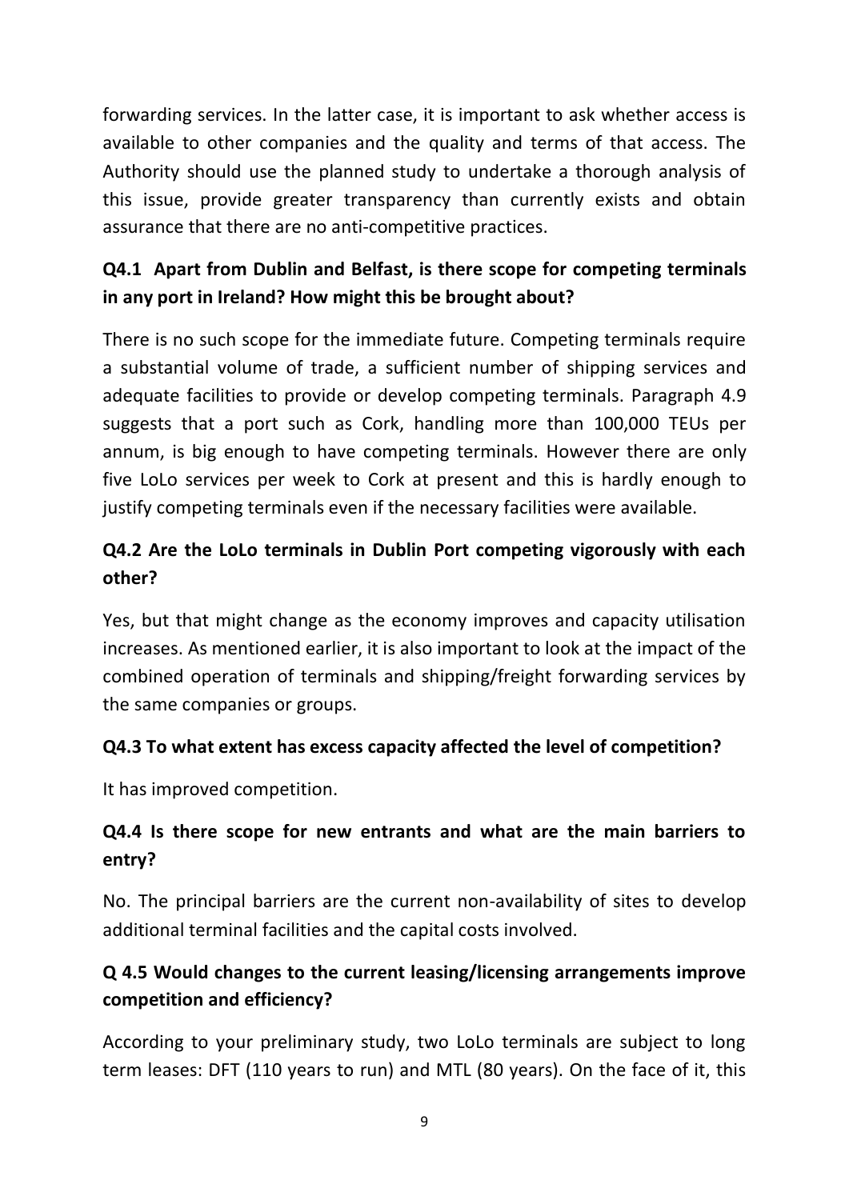forwarding services. In the latter case, it is important to ask whether access is available to other companies and the quality and terms of that access. The Authority should use the planned study to undertake a thorough analysis of this issue, provide greater transparency than currently exists and obtain assurance that there are no anti-competitive practices.

**Q4.1 Apart from Dublin and Belfast, is there scope for competing terminals in any port in Ireland? How might this be brought about?**

There is no such scope for the immediate future. Competing terminals require a substantial volume of trade, a sufficient number of shipping services and adequate facilities to provide or develop competing terminals. Paragraph 4.9 suggests that a port such as Cork, handling more than 100,000 TEUs per annum, is big enough to have competing terminals. However there are only five LoLo services per week to Cork at present and this is hardly enough to justify competing terminals even if the necessary facilities were available.

**Q4.2 Are the LoLo terminals in Dublin Port competing vigorously with each other?**

Yes, but that might change as the economy improves and capacity utilisation increases. As mentioned earlier, it is also important to look at the impact of the combined operation of terminals and shipping/freight forwarding services by the same companies or groups.

**Q4.3 To what extent has excess capacity affected the level of competition?**

It has improved competition.

**Q4.4 Is there scope for new entrants and what are the main barriers to entry?**

No. The principal barriers are the current non-availability of sites to develop additional terminal facilities and the capital costs involved.

**Q 4.5 Would changes to the current leasing/licensing arrangements improve competition and efficiency?**

According to your preliminary study, two LoLo terminals are subject to long term leases: DFT (110 years to run) and MTL (80 years). On the face of it, this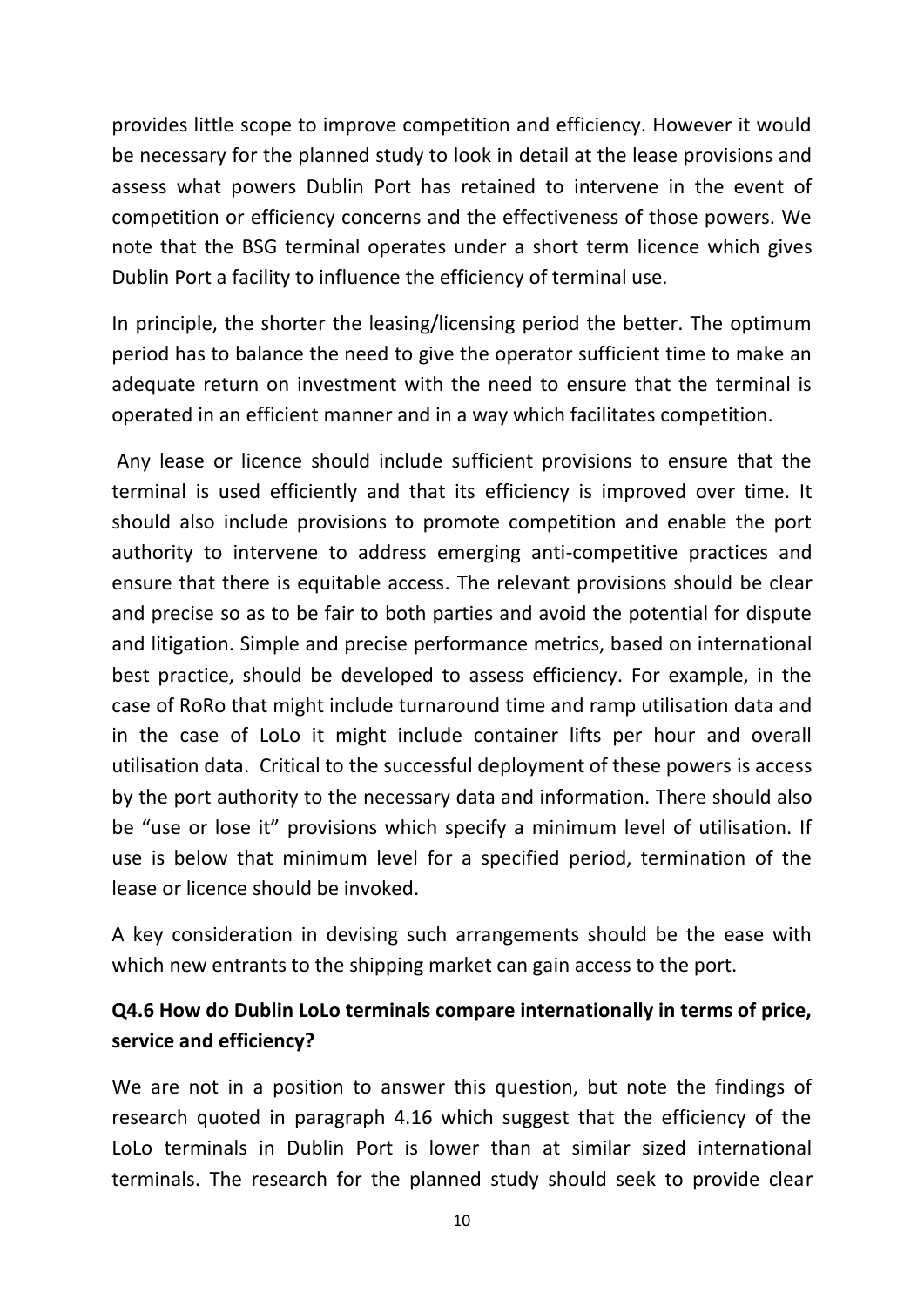provides little scope to improve competition and efficiency. However it would be necessary for the planned study to look in detail at the lease provisions and assess what powers Dublin Port has retained to intervene in the event of competition or efficiency concerns and the effectiveness of those powers. We note that the BSG terminal operates under a short term licence which gives Dublin Port a facility to influence the efficiency of terminal use.

In principle, the shorter the leasing/licensing period the better. The optimum period has to balance the need to give the operator sufficient time to make an adequate return on investment with the need to ensure that the terminal is operated in an efficient manner and in a way which facilitates competition.

Any lease or licence should include sufficient provisions to ensure that the terminal is used efficiently and that its efficiency is improved over time. It should also include provisions to promote competition and enable the port authority to intervene to address emerging anti-competitive practices and ensure that there is equitable access. The relevant provisions should be clear and precise so as to be fair to both parties and avoid the potential for dispute and litigation. Simple and precise performance metrics, based on international best practice, should be developed to assess efficiency. For example, in the case of RoRo that might include turnaround time and ramp utilisation data and in the case of LoLo it might include container lifts per hour and overall utilisation data. Critical to the successful deployment of these powers is access by the port authority to the necessary data and information. There should also be "use or lose it" provisions which specify a minimum level of utilisation. If use is below that minimum level for a specified period, termination of the lease or licence should be invoked.

A key consideration in devising such arrangements should be the ease with which new entrants to the shipping market can gain access to the port.

**Q4.6 How do Dublin LoLo terminals compare internationally in terms of price, service and efficiency?**

We are not in a position to answer this question, but note the findings of research quoted in paragraph 4.16 which suggest that the efficiency of the LoLo terminals in Dublin Port is lower than at similar sized international terminals. The research for the planned study should seek to provide clear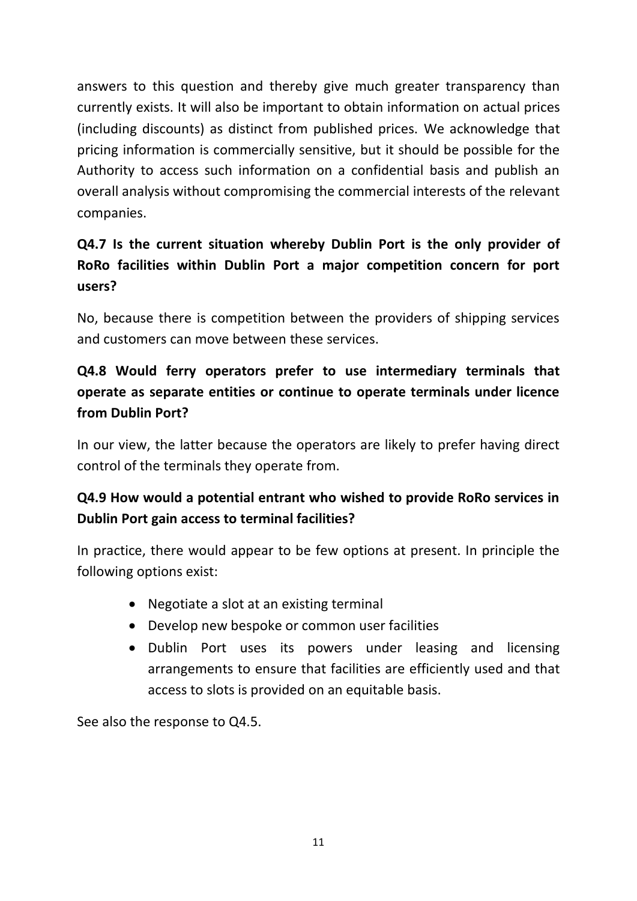answers to this question and thereby give much greater transparency than currently exists. It will also be important to obtain information on actual prices (including discounts) as distinct from published prices. We acknowledge that pricing information is commercially sensitive, but it should be possible for the Authority to access such information on a confidential basis and publish an overall analysis without compromising the commercial interests of the relevant companies.

**Q4.7 Is the current situation whereby Dublin Port is the only provider of RoRo facilities within Dublin Port a major competition concern for port users?**

No, because there is competition between the providers of shipping services and customers can move between these services.

**Q4.8 Would ferry operators prefer to use intermediary terminals that operate as separate entities or continue to operate terminals under licence from Dublin Port?**

In our view, the latter because the operators are likely to prefer having direct control of the terminals they operate from.

**Q4.9 How would a potential entrant who wished to provide RoRo services in Dublin Port gain access to terminal facilities?**

In practice, there would appear to be few options at present. In principle the following options exist:

- Negotiate a slot at an existing terminal
- Develop new bespoke or common user facilities
- Dublin Port uses its powers under leasing and licensing arrangements to ensure that facilities are efficiently used and that access to slots is provided on an equitable basis.

See also the response to Q4.5.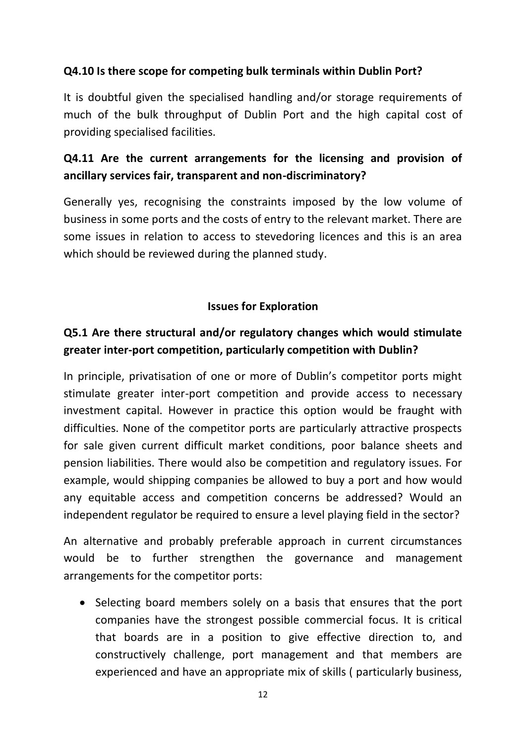**Q4.10 Is there scope for competing bulk terminals within Dublin Port?**

It is doubtful given the specialised handling and/or storage requirements of much of the bulk throughput of Dublin Port and the high capital cost of providing specialised facilities.

**Q4.11 Are the current arrangements for the licensing and provision of ancillary services fair, transparent and non-discriminatory?**

Generally yes, recognising the constraints imposed by the low volume of business in some ports and the costs of entry to the relevant market. There are some issues in relation to access to stevedoring licences and this is an area which should be reviewed during the planned study.

## Issues for Exploration

**Q5.1 Are there structural and/or regulatory changes which would stimulate greater inter-port competition, particularly competition with Dublin?**

In principle, privatisation of one or more of Dublin's competitor ports might stimulate greater inter-port competition and provide access to necessary investment capital. However in practice this option would be fraught with difficulties. None of the competitor ports are particularly attractive prospects for sale given current difficult market conditions, poor balance sheets and pension liabilities. There would also be competition and regulatory issues. For example, would shipping companies be allowed to buy a port and how would any equitable access and competition concerns be addressed? Would an independent regulator be required to ensure a level playing field in the sector?

An alternative and probably preferable approach in current circumstances would be to further strengthen the governance and management arrangements for the competitor ports:

- Selecting board members solely on a basis that ensures that the port companies have the strongest possible commercial focus. It is critical that boards are in a position to give effective direction to, and constructively challenge, port management and that members are experienced and have an appropriate mix of skills ( particularly business,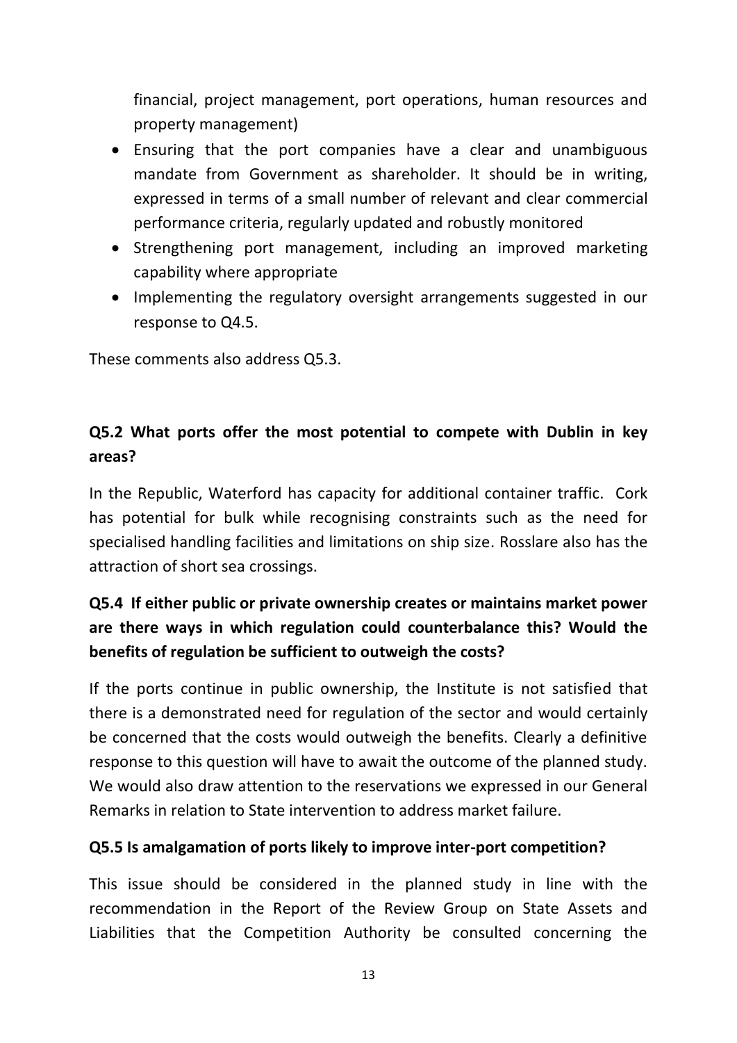financial, project management, port operations, human resources and property management)

- Ensuring that the port companies have a clear and unambiguous mandate from Government as shareholder. It should be in writing, expressed in terms of a small number of relevant and clear commercial performance criteria, regularly updated and robustly monitored
- Strengthening port management, including an improved marketing capability where appropriate
- Implementing the regulatory oversight arrangements suggested in our response to Q4.5.

These comments also address Q5.3.

**Q5.2 What ports offer the most potential to compete with Dublin in key areas?**

In the Republic, Waterford has capacity for additional container traffic. Cork has potential for bulk while recognising constraints such as the need for specialised handling facilities and limitations on ship size. Rosslare also has the attraction of short sea crossings.

**Q5.4 If either public or private ownership creates or maintains market power are there ways in which regulation could counterbalance this? Would the benefits of regulation be sufficient to outweigh the costs?**

If the ports continue in public ownership, the Institute is not satisfied that there is a demonstrated need for regulation of the sector and would certainly be concerned that the costs would outweigh the benefits. Clearly a definitive response to this question will have to await the outcome of the planned study. We would also draw attention to the reservations we expressed in our General Remarks in relation to State intervention to address market failure.

**Q5.5 Is amalgamation of ports likely to improve inter-port competition?**

This issue should be considered in the planned study in line with the recommendation in the Report of the Review Group on State Assets and Liabilities that the Competition Authority be consulted concerning the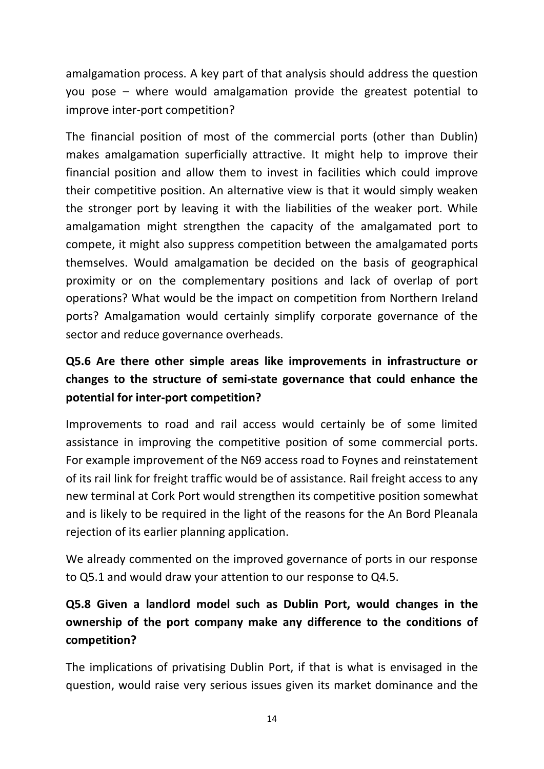amalgamation process. A key part of that analysis should address the question you pose – where would amalgamation provide the greatest potential to improve inter-port competition?

The financial position of most of the commercial ports (other than Dublin) makes amalgamation superficially attractive. It might help to improve their financial position and allow them to invest in facilities which could improve their competitive position. An alternative view is that it would simply weaken the stronger port by leaving it with the liabilities of the weaker port. While amalgamation might strengthen the capacity of the amalgamated port to compete, it might also suppress competition between the amalgamated ports themselves. Would amalgamation be decided on the basis of geographical proximity or on the complementary positions and lack of overlap of port operations? What would be the impact on competition from Northern Ireland ports? Amalgamation would certainly simplify corporate governance of the sector and reduce governance overheads.

**Q5.6 Are there other simple areas like improvements in infrastructure or changes to the structure of semi-state governance that could enhance the potential for inter-port competition?**

Improvements to road and rail access would certainly be of some limited assistance in improving the competitive position of some commercial ports. For example improvement of the N69 access road to Foynes and reinstatement of its rail link for freight traffic would be of assistance. Rail freight access to any new terminal at Cork Port would strengthen its competitive position somewhat and is likely to be required in the light of the reasons for the An Bord Pleanala rejection of its earlier planning application.

We already commented on the improved governance of ports in our response to Q5.1 and would draw your attention to our response to Q4.5.

**Q5.8 Given a landlord model such as Dublin Port, would changes in the ownership of the port company make any difference to the conditions of competition?**

The implications of privatising Dublin Port, if that is what is envisaged in the question, would raise very serious issues given its market dominance and the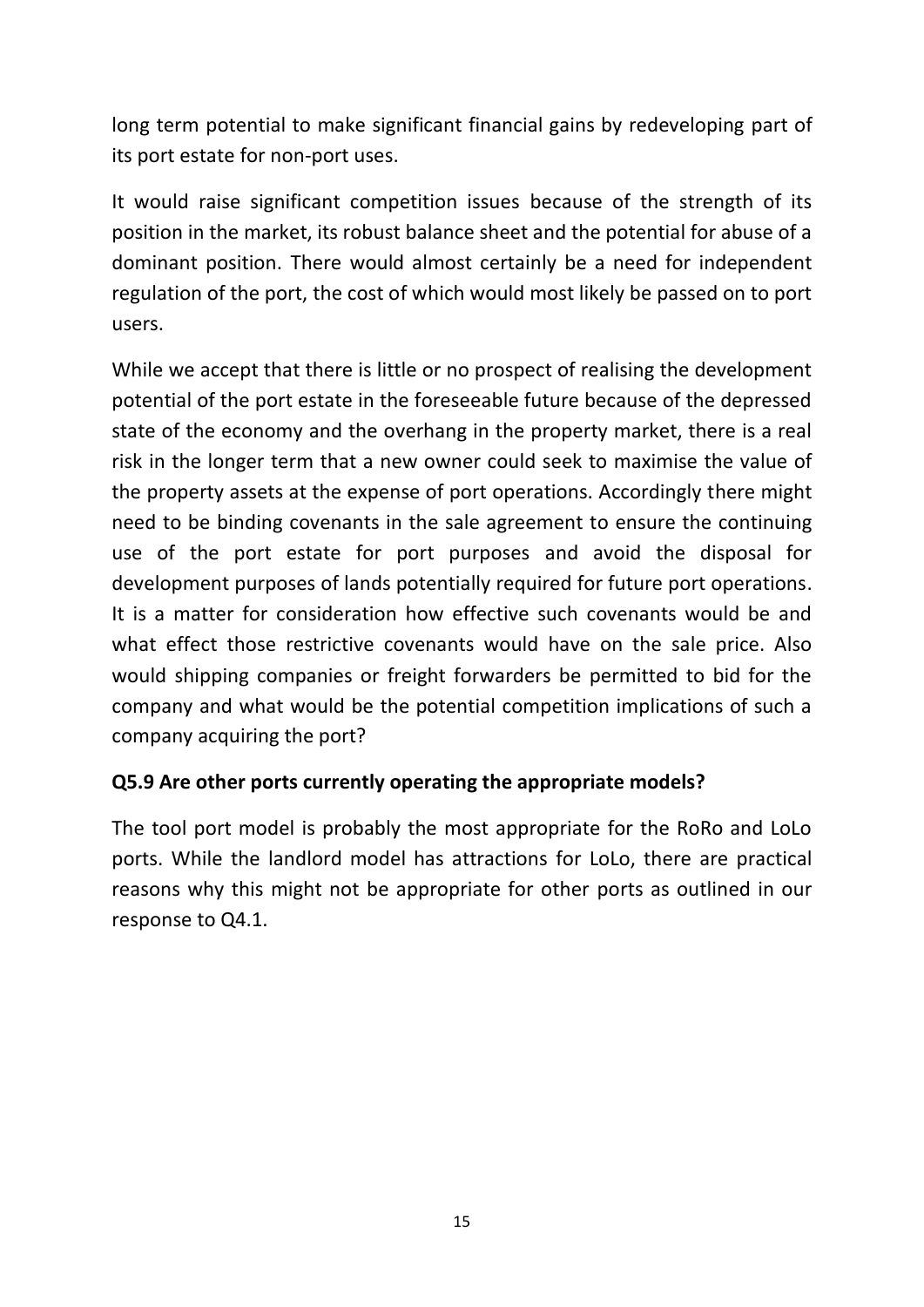long term potential to make significant financial gains by redeveloping part of its port estate for non-port uses.

It would raise significant competition issues because of the strength of its position in the market, its robust balance sheet and the potential for abuse of a dominant position. There would almost certainly be a need for independent regulation of the port, the cost of which would most likely be passed on to port users.

While we accept that there is little or no prospect of realising the development potential of the port estate in the foreseeable future because of the depressed state of the economy and the overhang in the property market, there is a real risk in the longer term that a new owner could seek to maximise the value of the property assets at the expense of port operations. Accordingly there might need to be binding covenants in the sale agreement to ensure the continuing use of the port estate for port purposes and avoid the disposal for development purposes of lands potentially required for future port operations. It is a matter for consideration how effective such covenants would be and what effect those restrictive covenants would have on the sale price. Also would shipping companies or freight forwarders be permitted to bid for the company and what would be the potential competition implications of such a company acquiring the port?

**Q5.9 Are other ports currently operating the appropriate models?**

The tool port model is probably the most appropriate for the RoRo and LoLo ports. While the landlord model has attractions for LoLo, there are practical reasons why this might not be appropriate for other ports as outlined in our response to Q4.1.